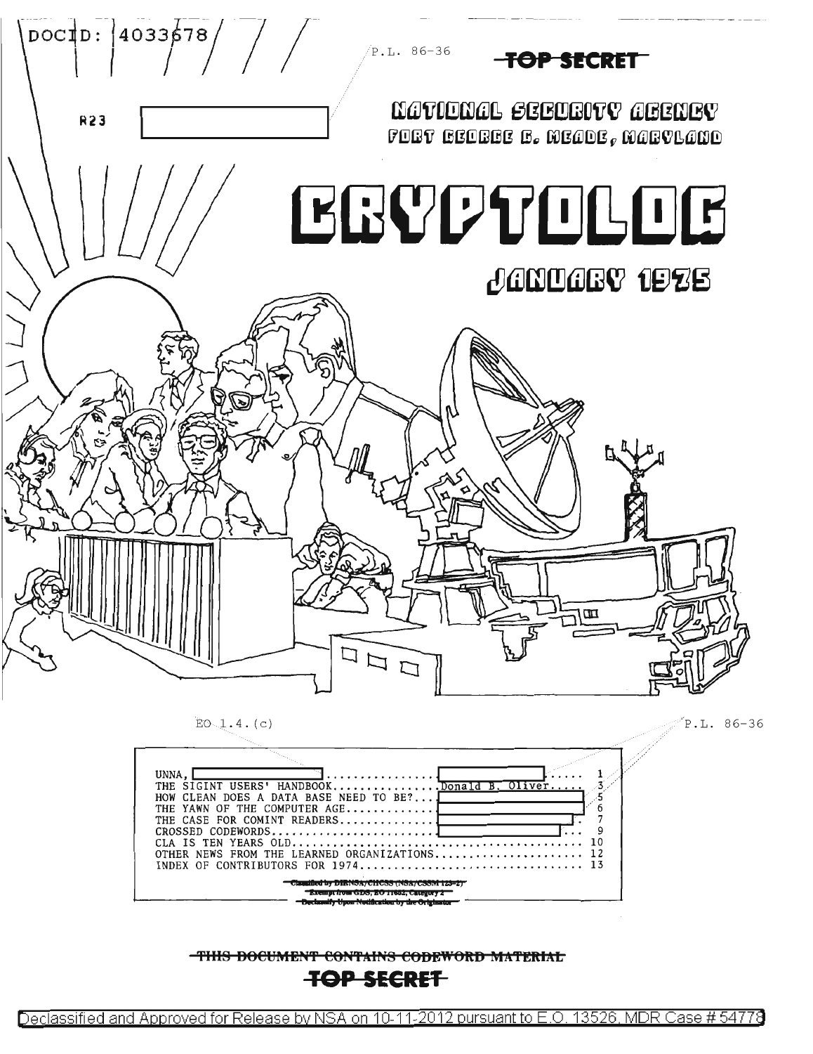DOCID: 4033678

P.L. 86-36

~~TOP SECRET~~

R23

# NATIONAL SECURITY AGENCY

## FORT GEORGE G. MEADE, MARYLAND

# CRYPTOLOG

## JANUARY 1975

EO 1.4.(c)

P.L. 86-36

| | | |
|---|---|---|
| UNNA, [redacted] | [redacted] | 1 |
| THE SIGINT USERS' HANDBOOK | Donald B. Oliver | 3 |
| HOW CLEAN DOES A DATA BASE NEED TO BE? | [redacted] | 5 |
| THE YAWN OF THE COMPUTER AGE | [redacted] | 6 |
| THE CASE FOR COMINT READERS | [redacted] | 7 |
| CROSSED CODEWORDS | [redacted] | 9 |
| CLA IS TEN YEARS OLD | | 10 |
| OTHER NEWS FROM THE LEARNED ORGANIZATIONS | | 12 |
| INDEX OF CONTRIBUTORS FOR 1974 | | 13 |

~~Classified by DIRNSA/CHCSS (NSA/CSSM 123-2)~~
~~Exempt from GDS, EO 11652, Category 2~~
~~Declassify Upon Notification by the Originator~~

~~THIS DOCUMENT CONTAINS CODEWORD MATERIAL~~

~~TOP SECRET~~

Declassified and Approved for Release by NSA on 10-11-2012 pursuant to E.O. 13526, MDR Case # 54778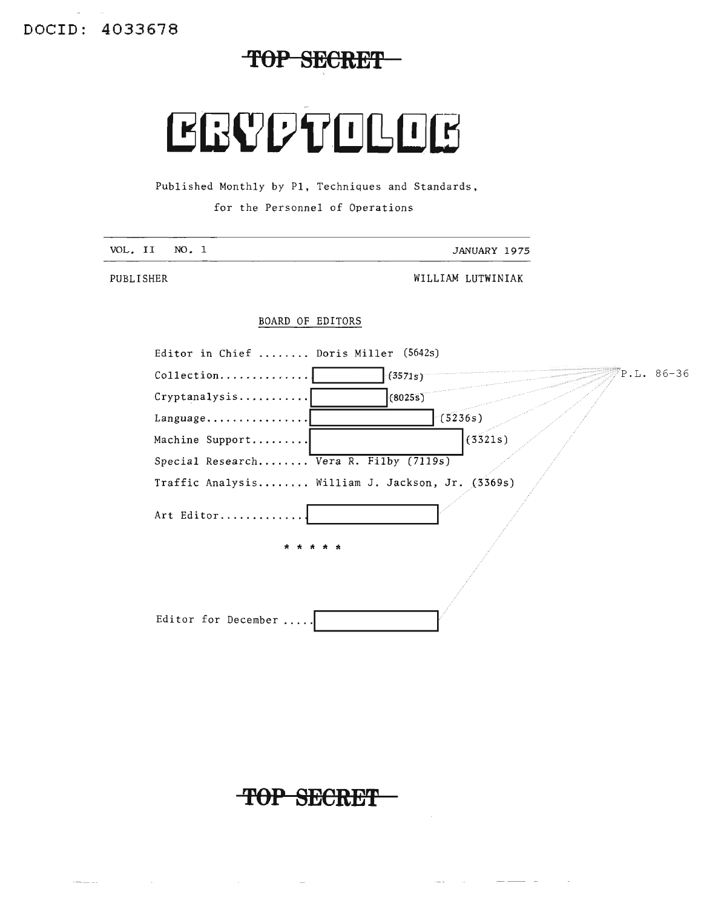DOCID: 4033678

**TOP SECRET**

# CRYPTOLOG

Published Monthly by P1, Techniques and Standards,

for the Personnel of Operations

| VOL. II NO. 1 | JANUARY 1975 |
|---|---|
| PUBLISHER | WILLIAM LUTWINIAK |

BOARD OF EDITORS

Editor in Chief ........ Doris Miller (5642s)

Collection............. [redacted] (3571s)

Cryptanalysis........... [redacted] (8025s)

Language................ [redacted] (5236s)

Machine Support......... [redacted] (3321s)

Special Research........ Vera R. Filby (7119s)

Traffic Analysis........ William J. Jackson, Jr. (3369s)

Art Editor............. [redacted]

P.L. 86-36

\* \* \* \* \*

Editor for December ..... [redacted]

**TOP SECRET**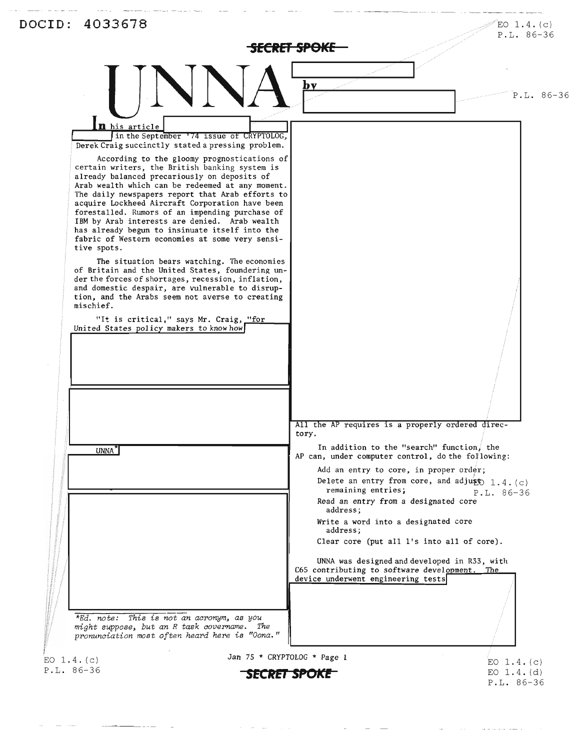# UNNA

by

**In** his article in the September '74 issue of CRYPTOLOG, Derek Craig succinctly stated a pressing problem.

According to the gloomy prognostications of certain writers, the British banking system is already balanced precariously on deposits of Arab wealth which can be redeemed at any moment. The daily newspapers report that Arab efforts to acquire Lockheed Aircraft Corporation have been forestalled. Rumors of an impending purchase of IBM by Arab interests are denied. Arab wealth has already begun to insinuate itself into the fabric of Western economies at some very sensitive spots.

The situation bears watching. The economies of Britain and the United States, foundering under the forces of shortages, recession, inflation, and domestic despair, are vulnerable to disruption, and the Arabs seem not averse to creating mischief.

"It is critical," says Mr. Craig, "for United States policy makers to know how

UNNA*

*Ed. note: This is not an acronym, as you might suppose, but an R task covername. The pronunciation most often heard here is "Oona."*

All the AP requires is a properly ordered directory.

In addition to the "search" function, the AP can, under computer control, do the following:

- Add an entry to core, in proper order;
- Delete an entry from core, and adjust remaining entries;
- Read an entry from a designated core address;
- Write a word into a designated core address;
- Clear core (put all 1's into all of core).

UNNA was designed and developed in R33, with C65 contributing to software development. The device underwent engineering tests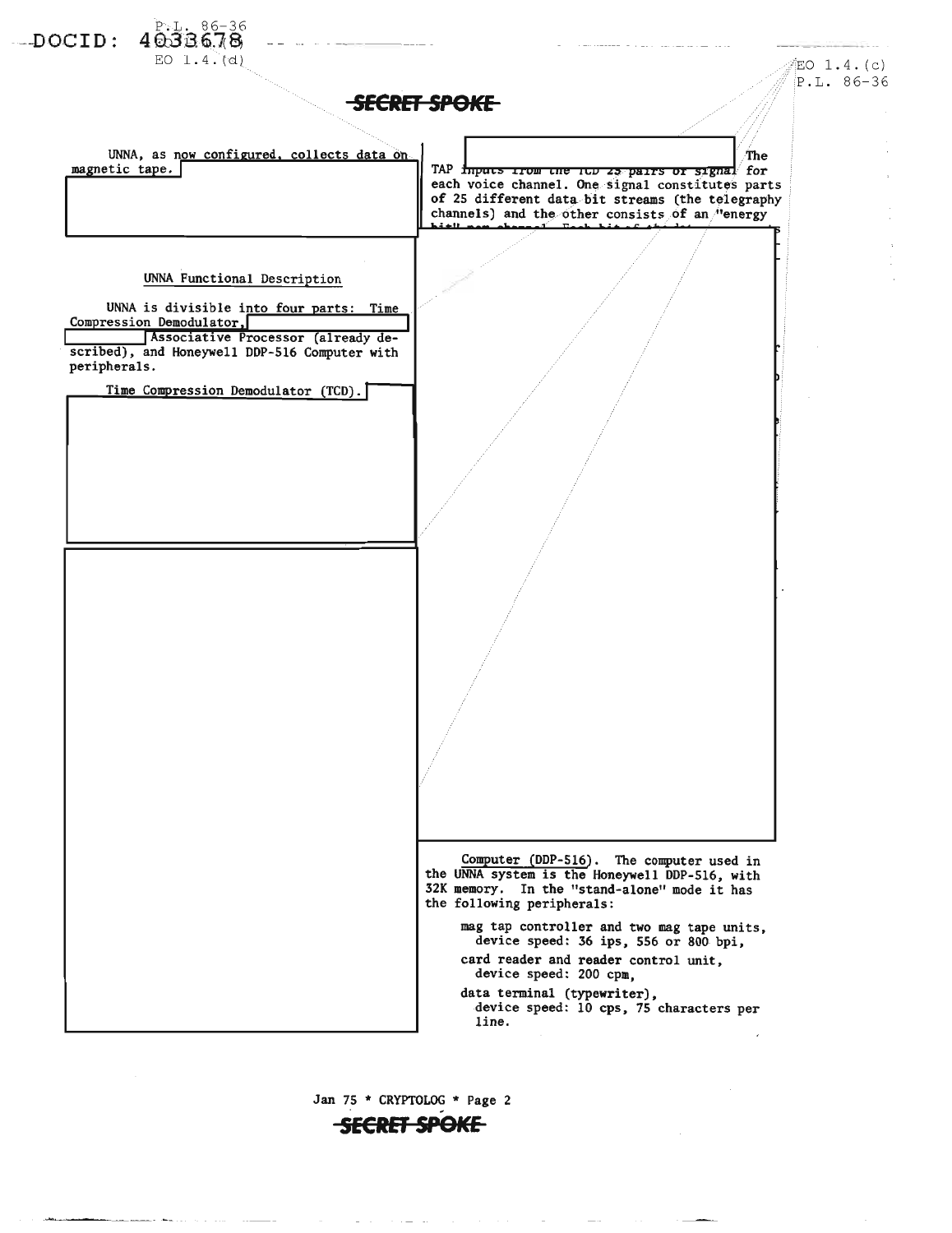UNNA, as now configured, collects data on magnetic tape.

UNNA Functional Description

UNNA is divisible into four parts: Time Compression Demodulator, Associative Processor (already described), and Honeywell DDP-516 Computer with peripherals.

Time Compression Demodulator (TCD).

The TAP inputs from the TCD 25 pairs of signal for each voice channel. One signal constitutes parts of 25 different data bit streams (the telegraphy channels) and the other consists of an "energy bit" per channel.

Computer (DDP-516). The computer used in the UNNA system is the Honeywell DDP-516, with 32K memory. In the "stand-alone" mode it has the following peripherals:

- mag tap controller and two mag tape units, device speed: 36 ips, 556 or 800 bpi,
- card reader and reader control unit, device speed: 200 cpm,
- data terminal (typewriter), device speed: 10 cps, 75 characters per line.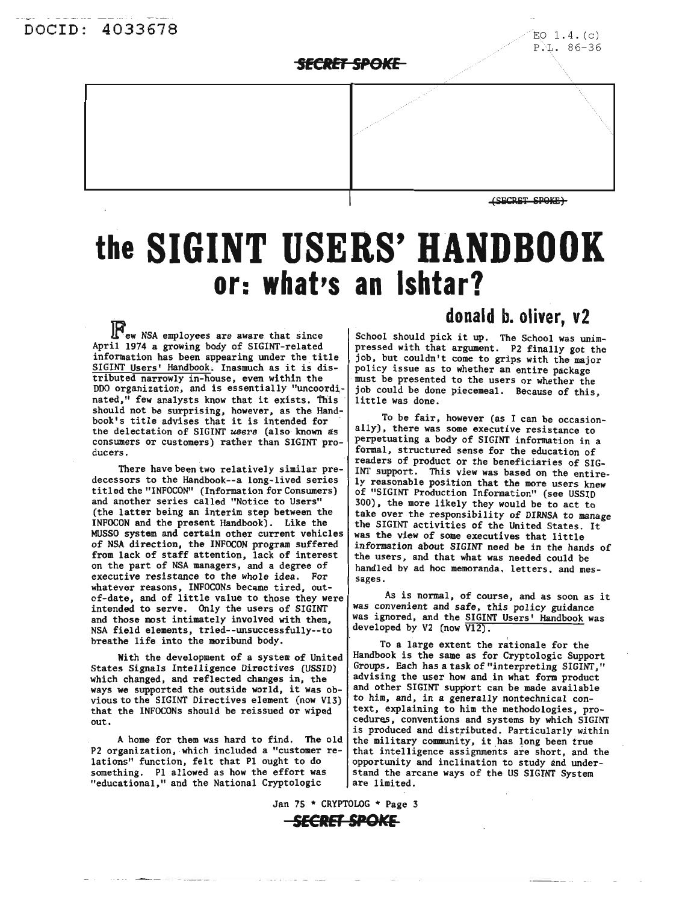# the SIGINT USERS' HANDBOOK

## or: what's an Ishtar?

### donald b. oliver, v2

Few NSA employees are aware that since April 1974 a growing body of SIGINT-related information has been appearing under the title SIGINT Users' Handbook. Inasmuch as it is distributed narrowly in-house, even within the DDO organization, and is essentially "uncoordinated," few analysts know that it exists. This should not be surprising, however, as the Handbook's title advises that it is intended for the delectation of SIGINT *users* (also known as consumers or customers) rather than SIGINT producers.

There have been two relatively similar predecessors to the Handbook--a long-lived series titled the "INFOCON" (Information for Consumers) and another series called "Notice to Users" (the latter being an interim step between the INFOCON and the present Handbook). Like the MUSSO system and certain other current vehicles of NSA direction, the INFOCON program suffered from lack of staff attention, lack of interest on the part of NSA managers, and a degree of executive resistance to the whole idea. For whatever reasons, INFOCONs became tired, out-of-date, and of little value to those they were intended to serve. Only the users of SIGINT and those most intimately involved with them, NSA field elements, tried--unsuccessfully--to breathe life into the moribund body.

With the development of a system of United States Signals Intelligence Directives (USSID) which changed, and reflected changes in, the ways we supported the outside world, it was obvious to the SIGINT Directives element (now V13) that the INFOCONs should be reissued or wiped out.

A home for them was hard to find. The old P2 organization, which included a "customer relations" function, felt that P1 ought to do something. P1 allowed as how the effort was "educational," and the National Cryptologic School should pick it up. The School was unimpressed with that argument. P2 finally got the job, but couldn't come to grips with the major policy issue as to whether an entire package must be presented to the users or whether the job could be done piecemeal. Because of this, little was done.

To be fair, however (as I can be occasionally), there was some executive resistance to perpetuating a body of SIGINT information in a formal, structured sense for the education of readers of product or the beneficiaries of SIGINT support. This view was based on the entirely reasonable position that the more users knew of "SIGINT Production Information" (see USSID 300), the more likely they would be to act to take over the responsibility of DIRNSA to manage the SIGINT activities of the United States. It was the view of some executives that little information about SIGINT need be in the hands of the users, and that what was needed could be handled by ad hoc memoranda, letters, and messages.

As is normal, of course, and as soon as it was convenient and safe, this policy guidance was ignored, and the SIGINT Users' Handbook was developed by V2 (now V12).

To a large extent the rationale for the Handbook is the same as for Cryptologic Support Groups. Each has a task of "interpreting SIGINT," advising the user how and in what form product and other SIGINT support can be made available to him, and, in a generally nontechnical context, explaining to him the methodologies, procedures, conventions and systems by which SIGINT is produced and distributed. Particularly within the military community, it has long been true that intelligence assignments are short, and the opportunity and inclination to study and understand the arcane ways of the US SIGINT System are limited.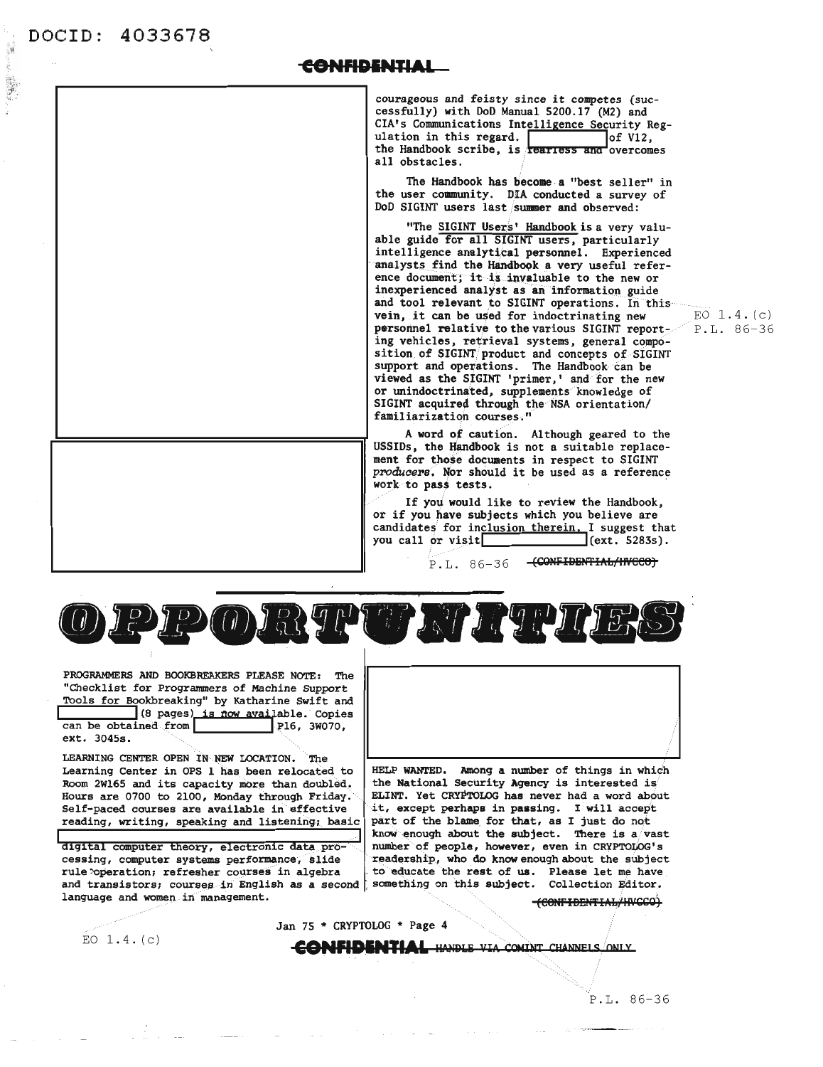DOCID: 4033678

CONFIDENTIAL

courageous and feisty since it competes (successfully) with DoD Manual 5200.17 (M2) and CIA's Communications Intelligence Security Regulation in this regard. [redacted] of V12, the Handbook scribe, is ~~fearless and~~ overcomes all obstacles.

The Handbook has become a "best seller" in the user community. DIA conducted a survey of DoD SIGINT users last summer and observed:

"The SIGINT Users' Handbook is a very valuable guide for all SIGINT users, particularly intelligence analytical personnel. Experienced analysts find the Handbook a very useful reference document; it is invaluable to the new or inexperienced analyst as an information guide and tool relevant to SIGINT operations. In this vein, it can be used for indoctrinating new personnel relative to the various SIGINT reporting vehicles, retrieval systems, general composition of SIGINT product and concepts of SIGINT support and operations. The Handbook can be viewed as the SIGINT 'primer,' and for the new or unindoctrinated, supplements knowledge of SIGINT acquired through the NSA orientation/familiarization courses."

EO 1.4.(c)
P.L. 86-36

A word of caution. Although geared to the USSIDs, the Handbook is not a suitable replacement for those documents in respect to SIGINT *producers*. Nor should it be used as a reference work to pass tests.

If you would like to review the Handbook, or if you have subjects which you believe are candidates for inclusion therein, I suggest that you call or visit [redacted] (ext. 5283s).

P.L. 86-36 ~~(CONFIDENTIAL/HVCCO)~~

# OPPORTUNITIES

PROGRAMMERS AND BOOKBREAKERS PLEASE NOTE: The "Checklist for Programmers of Machine Support Tools for Bookbreaking" by Katharine Swift and [redacted] (8 pages) is now available. Copies can be obtained from [redacted] P16, 3W070, ext. 3045s.

LEARNING CENTER OPEN IN NEW LOCATION. The Learning Center in OPS 1 has been relocated to Room 2W165 and its capacity more than doubled. Hours are 0700 to 2100, Monday through Friday. Self-paced courses are available in effective reading, writing, speaking and listening; basic [redacted] digital computer theory, electronic data processing, computer systems performance, slide rule operation; refresher courses in algebra and transistors; courses in English as a second language and women in management.

HELP WANTED. Among a number of things in which the National Security Agency is interested is ELINT. Yet CRYPTOLOG has never had a word about it, except perhaps in passing. I will accept part of the blame for that, as I just do not know enough about the subject. There is a vast number of people, however, even in CRYPTOLOG's readership, who do know enough about the subject to educate the rest of us. Please let me have something on this subject. Collection Editor.

~~(CONFIDENTIAL/HVCCO)~~

EO 1.4.(c)

CONFIDENTIAL ~~HANDLE VIA COMINT CHANNELS ONLY~~

P.L. 86-36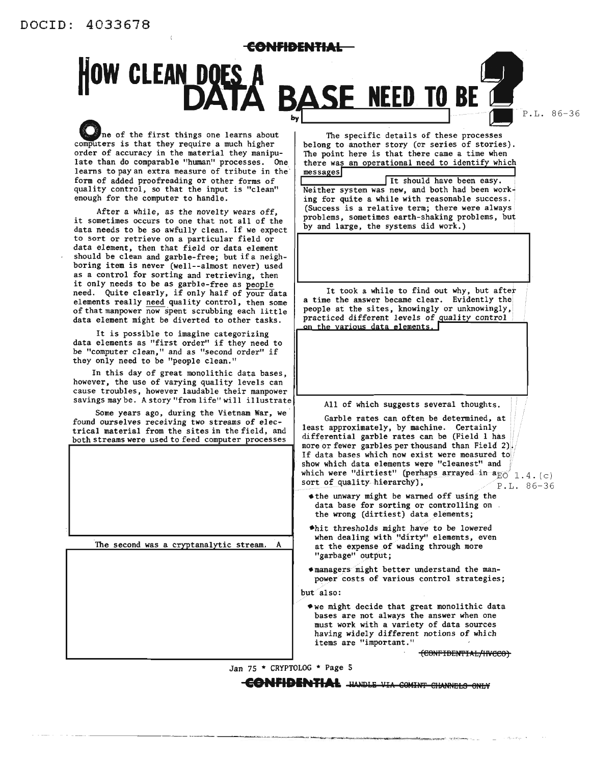CONFIDENTIAL

# HOW CLEAN DOES A DATA BASE NEED TO BE?

by [redacted] P.L. 86-36

One of the first things one learns about computers is that they require a much higher order of accuracy in the material they manipulate than do comparable "human" processes. One learns to pay an extra measure of tribute in the form of added proofreading or other forms of quality control, so that the input is "clean" enough for the computer to handle.

After a while, as the novelty wears off, it sometimes occurs to one that not all of the data needs to be so awfully clean. If we expect to sort or retrieve on a particular field or data element, then that field or data element should be clean and garble-free; but if a neighboring item is never (well--almost never) used as a control for sorting and retrieving, then it only needs to be as garble-free as people need. Quite clearly, if only half of your data elements really need quality control, then some of that manpower now spent scrubbing each little data element might be diverted to other tasks.

It is possible to imagine categorizing data elements as "first order" if they need to be "computer clean," and as "second order" if they only need to be "people clean."

In this day of great monolithic data bases, however, the use of varying quality levels can cause troubles, however laudable their manpower savings may be. A story "from life" will illustrate.

Some years ago, during the Vietnam War, we found ourselves receiving two streams of electrical material from the sites in the field, and both streams were used to feed computer processes

[redacted]

The second was a cryptanalytic stream. A

[redacted]

The specific details of these processes belong to another story (or series of stories). The point here is that there came a time when there was an operational need to identify which messages [redacted] It should have been easy. Neither system was new, and both had been working for quite a while with reasonable success. (Success is a relative term; there were always problems, sometimes earth-shaking problems, but by and large, the systems did work.)

[redacted]

It took a while to find out why, but after a time the answer became clear. Evidently the people at the sites, knowingly or unknowingly, practiced different levels of quality control on the various data elements. [redacted]

All of which suggests several thoughts.

Garble rates can often be determined, at least approximately, by machine. Certainly differential garble rates can be (Field 1 has more or fewer garbles per thousand than Field 2). If data bases which now exist were measured to show which data elements were "cleanest" and which were "dirtiest" (perhaps arrayed in a sort of quality hierarchy), EO 1.4.(c) P.L. 86-36

- the unwary might be warned off using the data base for sorting or controlling on the wrong (dirtiest) data elements;
- hit thresholds might have to be lowered when dealing with "dirty" elements, even at the expense of wading through more "garbage" output;
- managers might better understand the manpower costs of various control strategies;

but also:

- we might decide that great monolithic data bases are not always the answer when one must work with a variety of data sources having widely different notions of which items are "important."

(CONFIDENTIAL/HVCCO)

CONFIDENTIAL HANDLE VIA COMINT CHANNELS ONLY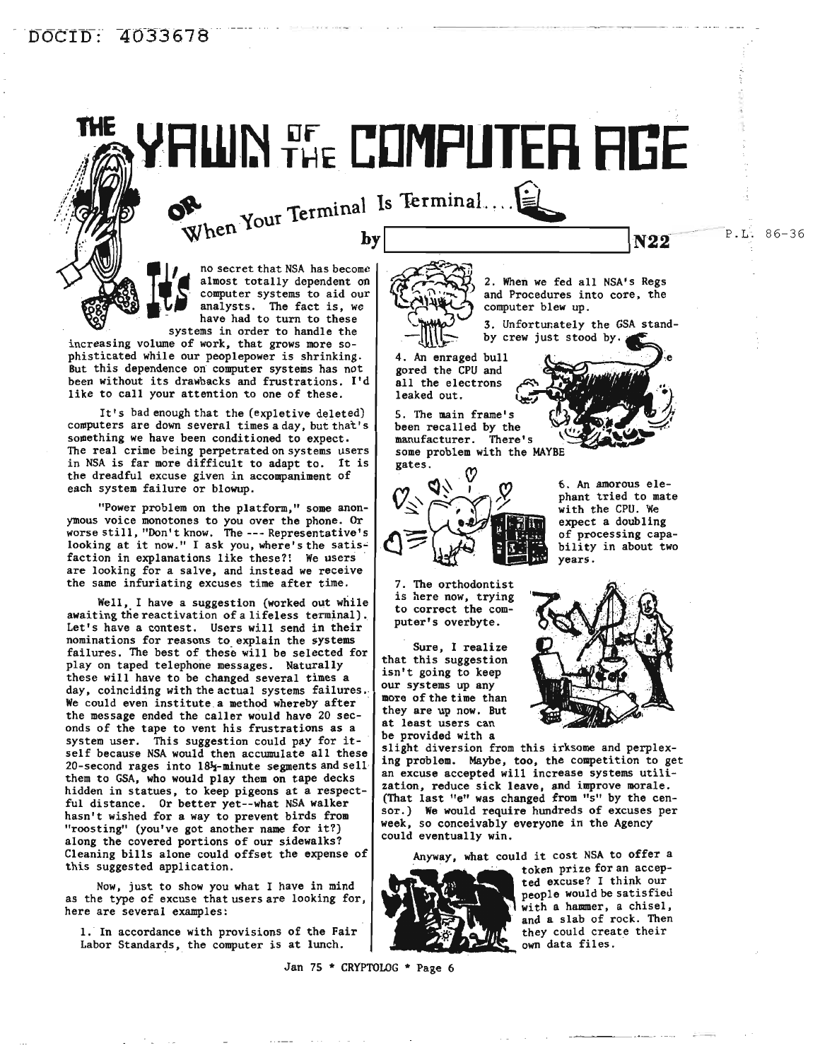# THE YAWN OF THE COMPUTER AGE

## OR When Your Terminal Is Terminal....

by [redacted] N22

P.L. 86-36

It's no secret that NSA has become almost totally dependent on computer systems to aid our analysts. The fact is, we have had to turn to these systems in order to handle the increasing volume of work, that grows more sophisticated while our peoplepower is shrinking. But this dependence on computer systems has not been without its drawbacks and frustrations. I'd like to call your attention to one of these.

It's bad enough that the (expletive deleted) computers are down several times a day, but that's something we have been conditioned to expect. The real crime being perpetrated on systems users in NSA is far more difficult to adapt to. It is the dreadful excuse given in accompaniment of each system failure or blowup.

"Power problem on the platform," some anonymous voice monotones to you over the phone. Or worse still, "Don't know. The --- Representative's looking at it now." I ask you, where's the satisfaction in explanations like these?! We users are looking for a salve, and instead we receive the same infuriating excuses time after time.

Well, I have a suggestion (worked out while awaiting the reactivation of a lifeless terminal). Let's have a contest. Users will send in their nominations for reasons to explain the systems failures. The best of these will be selected for play on taped telephone messages. Naturally these will have to be changed several times a day, coinciding with the actual systems failures. We could even institute a method whereby after the message ended the caller would have 20 seconds of the tape to vent his frustrations as a system user. This suggestion could pay for itself because NSA would then accumulate all these 20-second rages into 18½-minute segments and sell them to GSA, who would play them on tape decks hidden in statues, to keep pigeons at a respectful distance. Or better yet--what NSA walker hasn't wished for a way to prevent birds from "roosting" (you've got another name for it?) along the covered portions of our sidewalks? Cleaning bills alone could offset the expense of this suggested application.

Now, just to show you what I have in mind as the type of excuse that users are looking for, here are several examples:

1. In accordance with provisions of the Fair Labor Standards, the computer is at lunch.

2. When we fed all NSA's Regs and Procedures into core, the computer blew up.

3. Unfortunately the GSA standby crew just stood by.

4. An enraged bull gored the CPU and all the electrons leaked out.

5. The main frame's been recalled by the manufacturer. There's some problem with the MAYBE gates.

6. An amorous elephant tried to mate with the CPU. We expect a doubling of processing capability in about two years.

7. The orthodontist is here now, trying to correct the computer's overbyte.

Sure, I realize that this suggestion isn't going to keep our systems up any more of the time than they are up now. But at least users can be provided with a slight diversion from this irksome and perplexing problem. Maybe, too, the competition to get an excuse accepted will increase systems utilization, reduce sick leave, and improve morale. (That last "e" was changed from "s" by the censor.) We would require hundreds of excuses per week, so conceivably everyone in the Agency could eventually win.

Anyway, what could it cost NSA to offer a token prize for an accepted excuse? I think our people would be satisfied with a hammer, a chisel, and a slab of rock. Then they could create their own data files.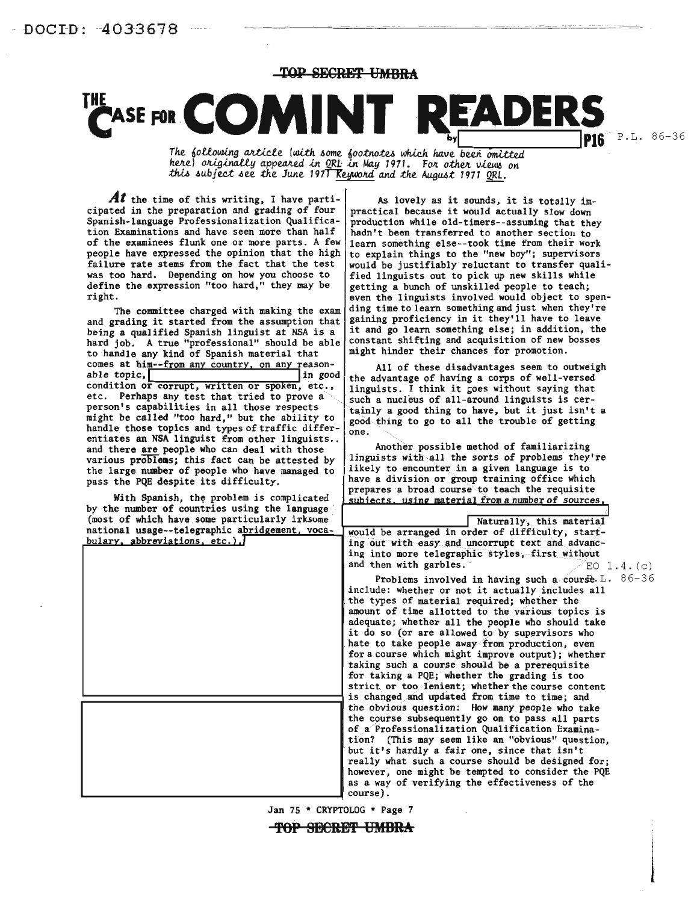TOP SECRET UMBRA

# THE CASE FOR COMINT READERS

by [redacted] P16 P.L. 86-36

*The following article (with some footnotes which have been omitted here) originally appeared in QRL in May 1971. For other views on this subject see the June 1971 Keyword and the August 1971 QRL.*

**At** the time of this writing, I have participated in the preparation and grading of four Spanish-language Professionalization Qualification Examinations and have seen more than half of the examinees flunk one or more parts. A few people have expressed the opinion that the high failure rate stems from the fact that the test was too hard. Depending on how you choose to define the expression "too hard," they may be right.

The committee charged with making the exam and grading it started from the assumption that being a qualified Spanish linguist at NSA is a hard job. A true "professional" should be able to handle any kind of Spanish material that comes at him--from any country, on any reasonable topic, [redacted] in good condition or corrupt, written or spoken, etc., etc. Perhaps any test that tried to prove a person's capabilities in all those respects might be called "too hard," but the ability to handle those topics and types of traffic differentiates an NSA linguist from other linguists.. and there are people who can deal with those various problems; this fact can be attested by the large number of people who have managed to pass the PQE despite its difficulty.

With Spanish, the problem is complicated by the number of countries using the language (most of which have some particularly irksome national usage--telegraphic abridgement, vocabulary, abbreviations, etc.).[redacted]

[redacted]

As lovely as it sounds, it is totally impractical because it would actually slow down production while old-timers--assuming that they hadn't been transferred to another section to learn something else--took time from their work to explain things to the "new boy"; supervisors would be justifiably reluctant to transfer qualified linguists out to pick up new skills while getting a bunch of unskilled people to teach; even the linguists involved would object to spending time to learn something and just when they're gaining proficiency in it they'll have to leave it and go learn something else; in addition, the constant shifting and acquisition of new bosses might hinder their chances for promotion.

All of these disadvantages seem to outweigh the advantage of having a corps of well-versed linguists. I think it goes without saying that such a nucleus of all-around linguists is certainly a good thing to have, but it just isn't a good thing to go to all the trouble of getting one.

Another possible method of familiarizing linguists with all the sorts of problems they're likely to encounter in a given language is to have a division or group training office which prepares a broad course to teach the requisite subjects, using material from a number of sources, [redacted] Naturally, this material would be arranged in order of difficulty, starting out with easy and uncorrupt text and advancing into more telegraphic styles, first without and then with garbles. EO 1.4.(c)

Problems involved in having such a course P.L. 86-36 include: whether or not it actually includes all the types of material required; whether the amount of time allotted to the various topics is adequate; whether all the people who should take it do so (or are allowed to by supervisors who hate to take people away from production, even for a course which might improve output); whether taking such a course should be a prerequisite for taking a PQE; whether the grading is too strict or too lenient; whether the course content is changed and updated from time to time; and the obvious question: How many people who take the course subsequently go on to pass all parts of a Professionalization Qualification Examination? (This may seem like an "obvious" question, but it's hardly a fair one, since that isn't really what such a course should be designed for; however, one might be tempted to consider the PQE as a way of verifying the effectiveness of the course).

TOP SECRET UMBRA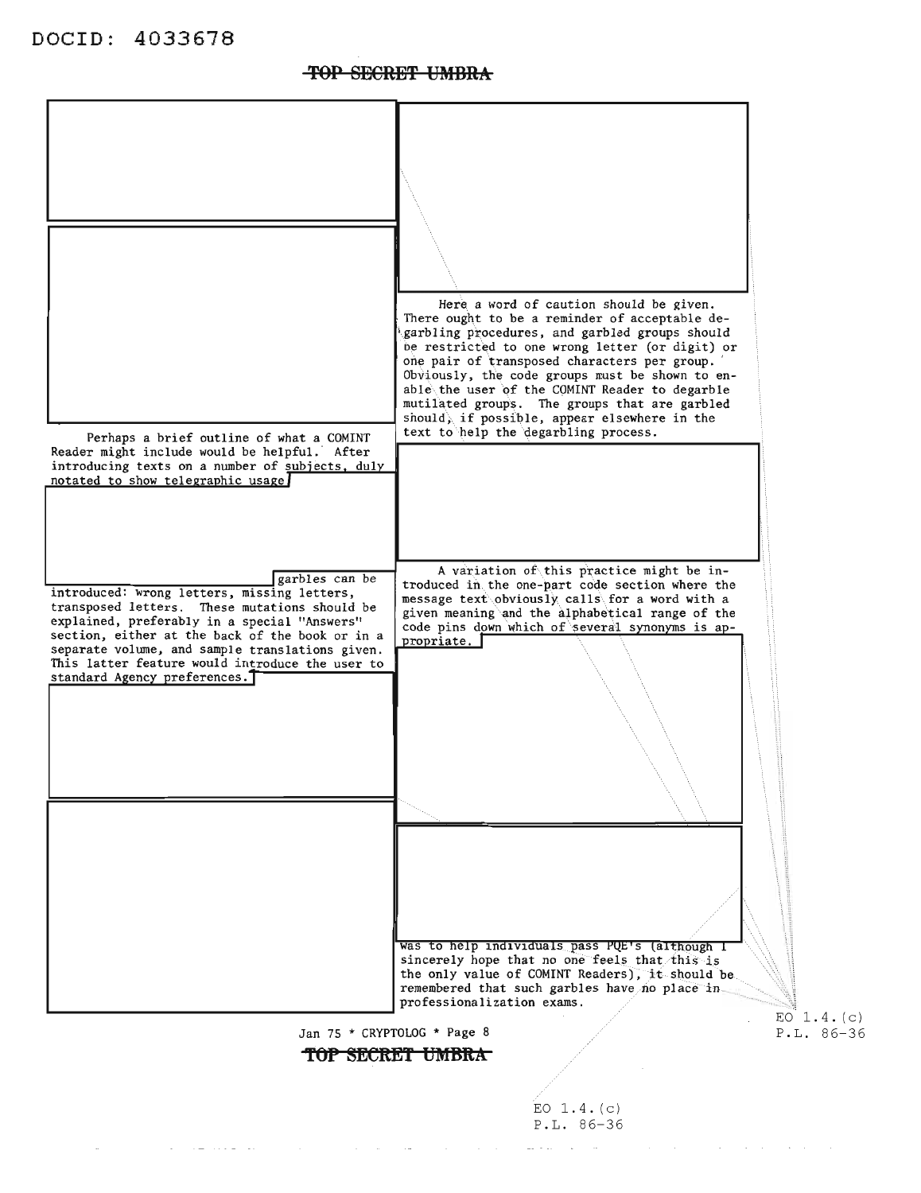Perhaps a brief outline of what a COMINT Reader might include would be helpful. After introducing texts on a number of subjects, duly notated to show telegraphic usage

garbles can be introduced: wrong letters, missing letters, transposed letters. These mutations should be explained, preferably in a special "Answers" section, either at the back of the book or in a separate volume, and sample translations given. This latter feature would introduce the user to standard Agency preferences.

Here a word of caution should be given. There ought to be a reminder of acceptable degarbling procedures, and garbled groups should be restricted to one wrong letter (or digit) or one pair of transposed characters per group. Obviously, the code groups must be shown to enable the user of the COMINT Reader to degarble mutilated groups. The groups that are garbled should, if possible, appear elsewhere in the text to help the degarbling process.

A variation of this practice might be introduced in the one-part code section where the message text obviously calls for a word with a given meaning and the alphabetical range of the code pins down which of several synonyms is appropriate.

was to help individuals pass PQE's (although I sincerely hope that no one feels that this is the only value of COMINT Readers), it should be remembered that such garbles have no place in professionalization exams.

EO 1.4.(c)
P.L. 86-36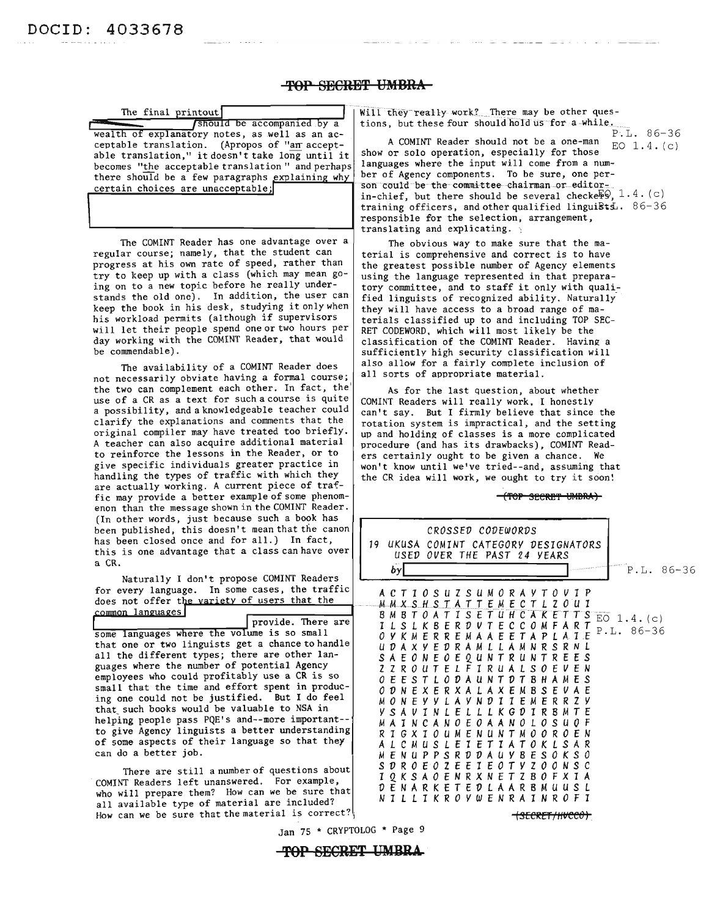TOP SECRET UMBRA

The final printout [redacted] should be accompanied by a wealth of explanatory notes, as well as an acceptable translation. (Apropos of "an acceptable translation," it doesn't take long until it becomes "the acceptable translation" and perhaps there should be a few paragraphs explaining why certain choices are unacceptable; [redacted]

The COMINT Reader has one advantage over a regular course; namely, that the student can progress at his own rate of speed, rather than try to keep up with a class (which may mean going on to a new topic before he really understands the old one). In addition, the user can keep the book in his desk, studying it only when his workload permits (although if supervisors will let their people spend one or two hours per day working with the COMINT Reader, that would be commendable).

The availability of a COMINT Reader does not necessarily obviate having a formal course; the two can complement each other. In fact, the use of a CR as a text for such a course is quite a possibility, and a knowledgeable teacher could clarify the explanations and comments that the original compiler may have treated too briefly. A teacher can also acquire additional material to reinforce the lessons in the Reader, or to give specific individuals greater practice in handling the types of traffic with which they are actually working. A current piece of traffic may provide a better example of some phenomenon than the message shown in the COMINT Reader. (In other words, just because such a book has been published, this doesn't mean that the canon has been closed once and for all.) In fact, this is one advantage that a class can have over a CR.

Naturally I don't propose COMINT Readers for every language. In some cases, the traffic does not offer the variety of users that the common languages [redacted] provide. There are some languages where the volume is so small that one or two linguists get a chance to handle all the different types; there are other languages where the number of potential Agency employees who could profitably use a CR is so small that the time and effort spent in producing one could not be justified. But I do feel that such books would be valuable to NSA in helping people pass PQE's and--more important--to give Agency linguists a better understanding of some aspects of their language so that they can do a better job.

There are still a number of questions about COMINT Readers left unanswered. For example, who will prepare them? How can we be sure that all available type of material are included? How can we be sure that the material is correct? Will they really work? There may be other questions, but these four should hold us for a while.

P.L. 86-36
EO 1.4.(c)

A COMINT Reader should not be a one-man show or solo operation, especially for those languages where the input will come from a number of Agency components. To be sure, one person could be the committee chairman or editor-in-chief, but there should be several checkers, training officers, and other qualified linguists responsible for the selection, arrangement, translating and explicating.

EO 1.4.(c)
P.L. 86-36

The obvious way to make sure that the material is comprehensive and correct is to have the greatest possible number of Agency elements using the language represented in that preparatory committee, and to staff it only with qualified linguists of recognized ability. Naturally they will have access to a broad range of materials classified up to and including TOP SECRET CODEWORD, which will most likely be the classification of the COMINT Reader. Having a sufficiently high security classification will also allow for a fairly complete inclusion of all sorts of appropriate material.

As for the last question, about whether COMINT Readers will really work, I honestly can't say. But I firmly believe that since the rotation system is impractical, and the setting up and holding of classes is a more complicated procedure (and has its drawbacks), COMINT Readers certainly ought to be given a chance. We won't know until we've tried--and, assuming that the CR idea will work, we ought to try it soon!

(TOP SECRET UMBRA)

*CROSSED CODEWORDS*

*19 UKUSA COMINT CATEGORY DESIGNATORS USED OVER THE PAST 24 YEARS*

*by* [redacted]

P.L. 86-36

```
A C T I O S U Z S U M O R A Y T O V I P
M M X S H S T A T T E M E C T L Z O U I
B M B T O A T I S E T U H C A K E T T S
I L S L K B E R D V T E C C O M F A R T
O Y K M E R R E M A A E E T A P L A I E
U D A X Y E D R A M L L A M N R S R N L
S A E O N E O E Q U N T R U N T R E E S
Z Z R O U T E L F I R U A L S O E V E N
O E E S T L O D A U N T D T B H A M E S
O D N E X E R X A L A X E M B S E V A E
M O N E Y V L A Y N D I I E M E R R Z Y
Y S A V I N L E L L L K G D I R B M T E
M A I N C A N O E O A A N O L O S U Q F
R I G X I O U M E N U N T M O O R O E N
A L C M U S L E I E T I A T O K L S A R
M E N U P P S R D D A U Y B E S O K S O
S D R O E O Z E E I E O T Y Z O O N S C
I Q K S A O E N R X N E T Z B O F X I A
D E N A R K E T E D L A A R B M U U S L
N I L L I K R O Y W E N R A I N R O F I
```

EO 1.4.(c)
P.L. 86-36

(SECRET/HVCCO)

Jan 75 * CRYPTOLOG * Page 9

TOP SECRET UMBRA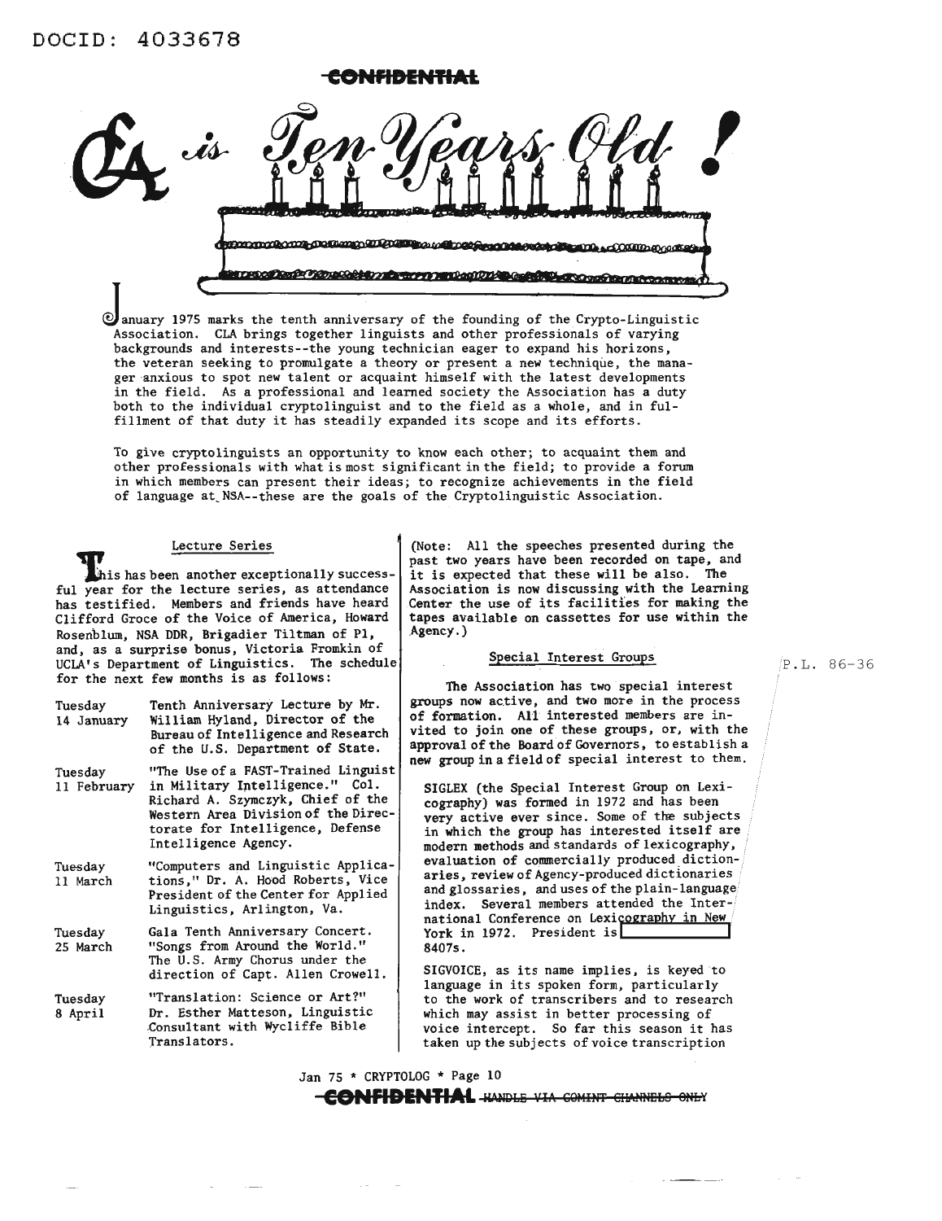DOCID: 4033678

CONFIDENTIAL

# CLA is Ten Years Old!

January 1975 marks the tenth anniversary of the founding of the Crypto-Linguistic Association. CLA brings together linguists and other professionals of varying backgrounds and interests--the young technician eager to expand his horizons, the veteran seeking to promulgate a theory or present a new technique, the manager anxious to spot new talent or acquaint himself with the latest developments in the field. As a professional and learned society the Association has a duty both to the individual cryptolinguist and to the field as a whole, and in fulfillment of that duty it has steadily expanded its scope and its efforts.

To give cryptolinguists an opportunity to know each other; to acquaint them and other professionals with what is most significant in the field; to provide a forum in which members can present their ideas; to recognize achievements in the field of language at NSA--these are the goals of the Cryptolinguistic Association.

## Lecture Series

This has been another exceptionally successful year for the lecture series, as attendance has testified. Members and friends have heard Clifford Groce of the Voice of America, Howard Rosenblum, NSA DDR, Brigadier Tiltman of P1, and, as a surprise bonus, Victoria Fromkin of UCLA's Department of Linguistics. The schedule for the next few months is as follows:

| | |
|---|---|
| Tuesday 14 January | Tenth Anniversary Lecture by Mr. William Hyland, Director of the Bureau of Intelligence and Research of the U.S. Department of State. |
| Tuesday 11 February | "The Use of a FAST-Trained Linguist in Military Intelligence." Col. Richard A. Szymczyk, Chief of the Western Area Division of the Directorate for Intelligence, Defense Intelligence Agency. |
| Tuesday 11 March | "Computers and Linguistic Applications," Dr. A. Hood Roberts, Vice President of the Center for Applied Linguistics, Arlington, Va. |
| Tuesday 25 March | Gala Tenth Anniversary Concert. "Songs from Around the World." The U.S. Army Chorus under the direction of Capt. Allen Crowell. |
| Tuesday 8 April | "Translation: Science or Art?" Dr. Esther Matteson, Linguistic Consultant with Wycliffe Bible Translators. |

(Note: All the speeches presented during the past two years have been recorded on tape, and it is expected that these will be also. The Association is now discussing with the Learning Center the use of its facilities for making the tapes available on cassettes for use within the Agency.)

## Special Interest Groups

The Association has two special interest groups now active, and two more in the process of formation. All interested members are invited to join one of these groups, or, with the approval of the Board of Governors, to establish a new group in a field of special interest to them.

P.L. 86-36

SIGLEX (the Special Interest Group on Lexicography) was formed in 1972 and has been very active ever since. Some of the subjects in which the group has interested itself are modern methods and standards of lexicography, evaluation of commercially produced dictionaries, review of Agency-produced dictionaries and glossaries, and uses of the plain-language index. Several members attended the International Conference on Lexicography in New York in 1972. President is [REDACTED] 8407s.

SIGVOICE, as its name implies, is keyed to language in its spoken form, particularly to the work of transcribers and to research which may assist in better processing of voice intercept. So far this season it has taken up the subjects of voice transcription

Jan 75 * CRYPTOLOG * Page 10

CONFIDENTIAL ~~HANDLE VIA COMINT CHANNELS ONLY~~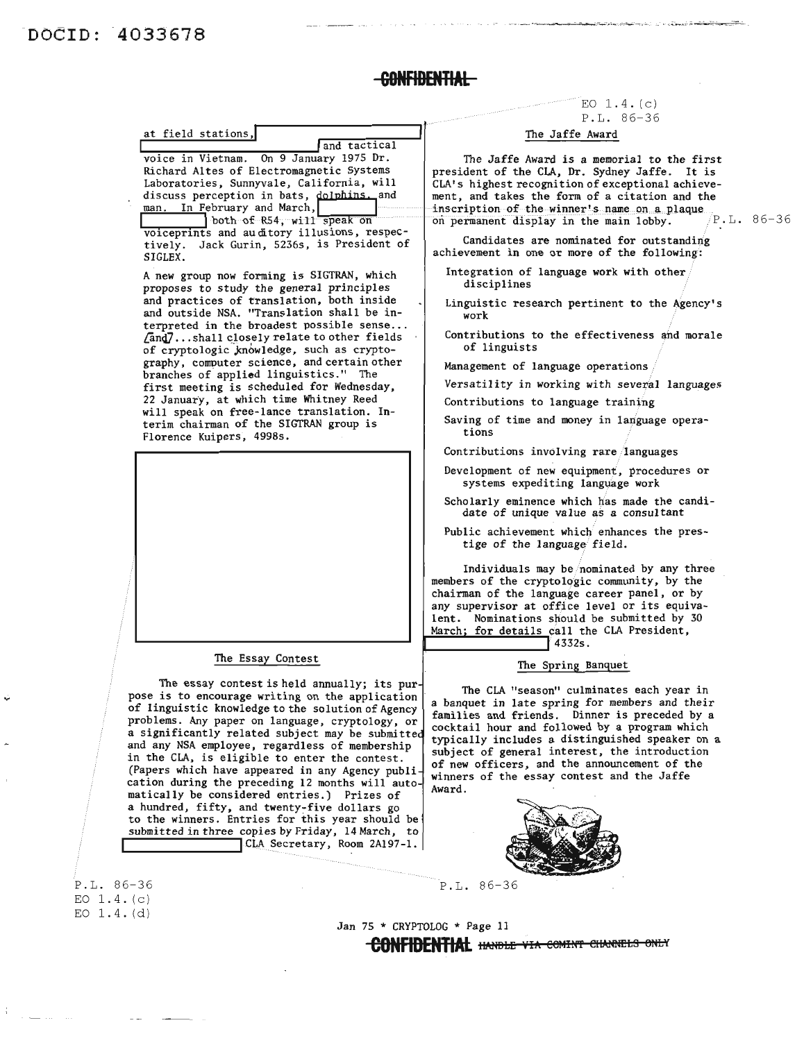CONFIDENTIAL

at field stations, [REDACTED] and tactical voice in Vietnam. On 9 January 1975 Dr. Richard Altes of Electromagnetic Systems Laboratories, Sunnyvale, California, will discuss perception in bats, dolphins, and man. In February and March, [REDACTED] both of R54, will speak on voiceprints and auditory illusions, respectively. Jack Gurin, 5236s, is President of SIGLEX.

A new group now forming is SIGTRAN, which proposes to study the general principles and practices of translation, both inside and outside NSA. "Translation shall be interpreted in the broadest possible sense... [and]...shall closely relate to other fields of cryptologic knowledge, such as cryptography, computer science, and certain other branches of applied linguistics." The first meeting is scheduled for Wednesday, 22 January, at which time Whitney Reed will speak on free-lance translation. Interim chairman of the SIGTRAN group is Florence Kuipers, 4998s.

[REDACTED]

### The Essay Contest

The essay contest is held annually; its purpose is to encourage writing on the application of linguistic knowledge to the solution of Agency problems. Any paper on language, cryptology, or a significantly related subject may be submitted and any NSA employee, regardless of membership in the CLA, is eligible to enter the contest. (Papers which have appeared in any Agency publication during the preceding 12 months will automatically be considered entries.) Prizes of a hundred, fifty, and twenty-five dollars go to the winners. Entries for this year should be submitted in three copies by Friday, 14 March, to [REDACTED] CLA Secretary, Room 2A197-1.

EO 1.4.(c)
P.L. 86-36

### The Jaffe Award

The Jaffe Award is a memorial to the first president of the CLA, Dr. Sydney Jaffe. It is CLA's highest recognition of exceptional achievement, and takes the form of a citation and the inscription of the winner's name on a plaque on permanent display in the main lobby.

Candidates are nominated for outstanding achievement in one or more of the following:

- Integration of language work with other disciplines
- Linguistic research pertinent to the Agency's work
- Contributions to the effectiveness and morale of linguists
- Management of language operations
- Versatility in working with several languages
- Contributions to language training
- Saving of time and money in language operations
- Contributions involving rare languages
- Development of new equipment, procedures or systems expediting language work
- Scholarly eminence which has made the candidate of unique value as a consultant
- Public achievement which enhances the prestige of the language field.

Individuals may be nominated by any three members of the cryptologic community, by the chairman of the language career panel, or by any supervisor at office level or its equivalent. Nominations should be submitted by 30 March; for details call the CLA President, [REDACTED] 4332s.

### The Spring Banquet

The CLA "season" culminates each year in a banquet in late spring for members and their families and friends. Dinner is preceded by a cocktail hour and followed by a program which typically includes a distinguished speaker on a subject of general interest, the introduction of new officers, and the announcement of the winners of the essay contest and the Jaffe Award.

P.L. 86-36
EO 1.4.(c)
EO 1.4.(d)

CONFIDENTIAL ~~HANDLE VIA COMINT CHANNELS ONLY~~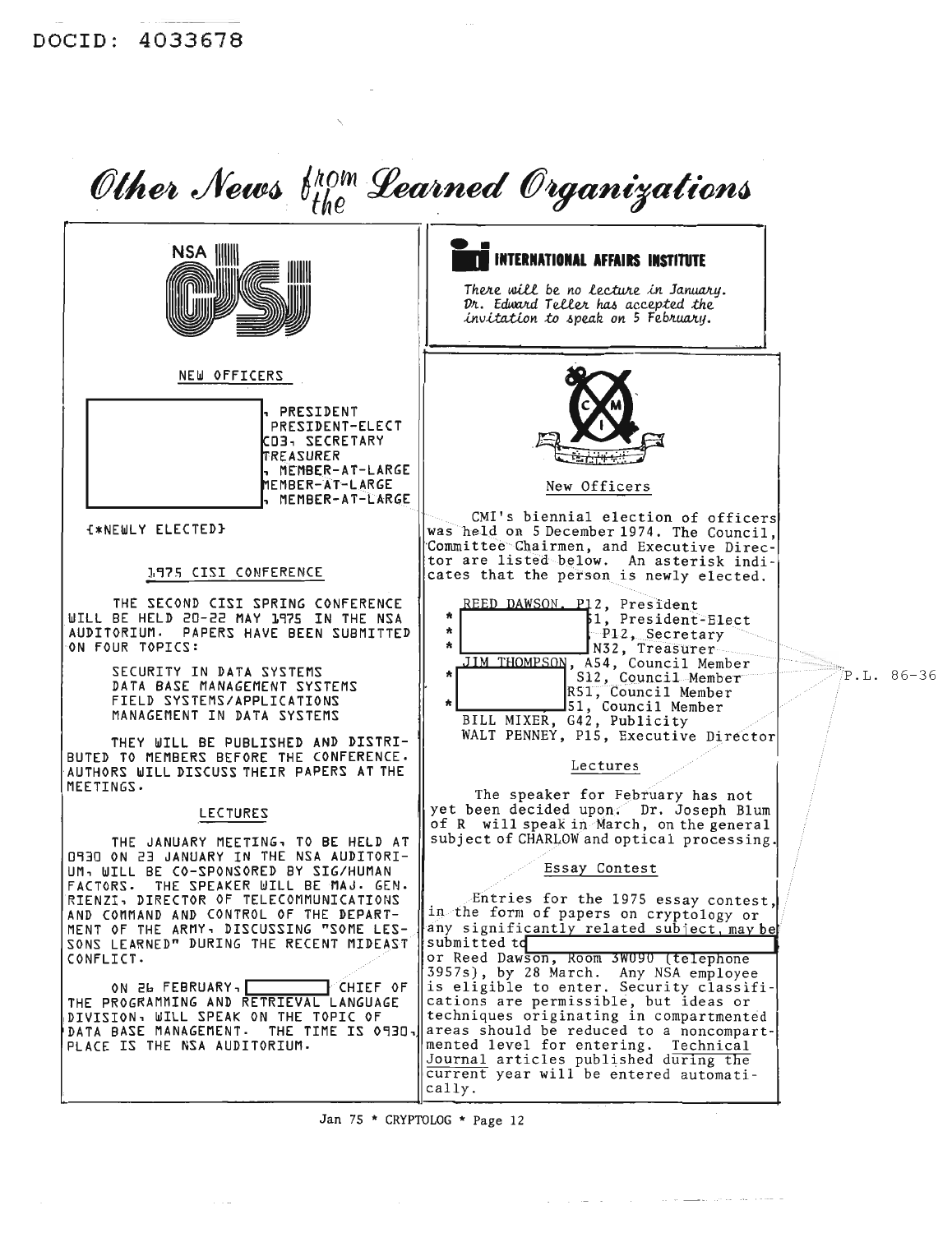DOCID: 4033678

# Other News from the Learned Organizations

## NSA CISI

### NEW OFFICERS

[redacted], PRESIDENT
[redacted] PRESIDENT-ELECT
[redacted] C03, SECRETARY
[redacted] TREASURER
[redacted], MEMBER-AT-LARGE
[redacted] MEMBER-AT-LARGE
[redacted], MEMBER-AT-LARGE

{*NEWLY ELECTED}

### 1975 CISI CONFERENCE

THE SECOND CISI SPRING CONFERENCE WILL BE HELD 20-22 MAY 1975 IN THE NSA AUDITORIUM. PAPERS HAVE BEEN SUBMITTED ON FOUR TOPICS:

- SECURITY IN DATA SYSTEMS
- DATA BASE MANAGEMENT SYSTEMS
- FIELD SYSTEMS/APPLICATIONS
- MANAGEMENT IN DATA SYSTEMS

THEY WILL BE PUBLISHED AND DISTRIBUTED TO MEMBERS BEFORE THE CONFERENCE. AUTHORS WILL DISCUSS THEIR PAPERS AT THE MEETINGS.

### LECTURES

THE JANUARY MEETING, TO BE HELD AT 0930 ON 23 JANUARY IN THE NSA AUDITORIUM, WILL BE CO-SPONSORED BY SIG/HUMAN FACTORS. THE SPEAKER WILL BE MAJ. GEN. RIENZI, DIRECTOR OF TELECOMMUNICATIONS AND COMMAND AND CONTROL OF THE DEPARTMENT OF THE ARMY, DISCUSSING "SOME LESSONS LEARNED" DURING THE RECENT MIDEAST CONFLICT.

ON 26 FEBRUARY, [redacted] CHIEF OF THE PROGRAMMING AND RETRIEVAL LANGUAGE DIVISION, WILL SPEAK ON THE TOPIC OF DATA BASE MANAGEMENT. THE TIME IS 0930, PLACE IS THE NSA AUDITORIUM.

## INTERNATIONAL AFFAIRS INSTITUTE

*There will be no lecture in January. Dr. Edward Teller has accepted the invitation to speak on 5 February.*

## CMI

### New Officers

CMI's biennial election of officers was held on 5 December 1974. The Council, Committee Chairmen, and Executive Director are listed below. An asterisk indicates that the person is newly elected.

REED DAWSON, P12, President
\* [redacted] 51, President-Elect
\* [redacted] P12, Secretary
\* [redacted] N32, Treasurer
JIM THOMPSON, A54, Council Member
\* [redacted] S12, Council Member
[redacted] R51, Council Member
\* [redacted] 51, Council Member
BILL MIXER, G42, Publicity
WALT PENNEY, P15, Executive Director

P.L. 86-36

### Lectures

The speaker for February has not yet been decided upon. Dr. Joseph Blum of R will speak in March, on the general subject of CHARLOW and optical processing.

### Essay Contest

Entries for the 1975 essay contest, in the form of papers on cryptology or any significantly related subject, may be submitted to [redacted] or Reed Dawson, Room 3W090 (telephone 3957s), by 28 March. Any NSA employee is eligible to enter. Security classifications are permissible, but ideas or techniques originating in compartmented areas should be reduced to a noncompartmented level for entering. Technical Journal articles published during the current year will be entered automatically.

Jan 75 * CRYPTOLOG * Page 12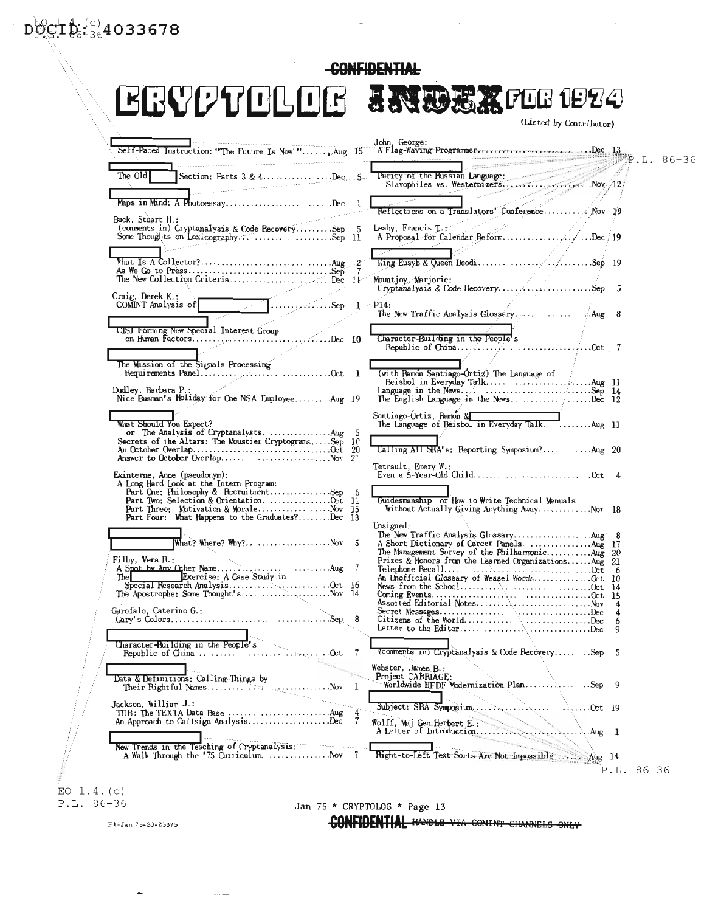DOCID: 4033678

CONFIDENTIAL

# CRYPTOLOG INDEX FOR 1974

(Listed by Contributor)

[redacted]
Self-Paced Instruction: "The Future Is Now!" ....... Aug 15

[redacted]
The Old [redacted] Section: Parts 3 & 4 ....... Dec 5

[redacted]
Maps in Mind: A Photoessay ....... Dec 1

Buck, Stuart H.:
(comments in) Cryptanalysis & Code Recovery ....... Sep 5
Some Thoughts on Lexicography ....... Sep 11

[redacted]
What Is A Collector? ....... Aug 2
As We Go to Press ....... Sep 7
The New Collection Criteria ....... Dec 11

Craig, Derek K.:
COMINT Analysis of [redacted] ....... Sep 1

[redacted]
CISI Forming New Special Interest Group on Human Factors ....... Dec 10

[redacted]
The Mission of the Signals Processing Requirements Panel ....... Oct 1

Dudley, Barbara P.:
Nice Busman's Holiday for One NSA Employee ....... Aug 19

[redacted]
What Should You Expect? or The Analysis of Cryptanalysts ....... Aug 5
Secrets of the Altars: The Moustier Cryptograms ....... Sep 10
An October Overlap ....... Oct 20
Answer to October Overlap ....... Nov 21

Exinterne, Anne (pseudonym):
A Long Hard Look at the Intern Program:
Part One: Philosophy & Recruitment ....... Sep 6
Part Two: Selection & Orientation ....... Oct 11
Part Three: Motivation & Morale ....... Nov 15
Part Four: What Happens to the Graduates? ....... Dec 13

[redacted]
[redacted] What? Where? Why? ....... Nov 5

Filby, Vera R.:
A Spot by Any Other Name ....... Aug 7
The [redacted] Exercise: A Case Study in Special Research Analysis ....... Oct 16
The Apostrophe: Some Thought's ....... Nov 14

Garofalo, Caterino G.:
Gary's Colors ....... Sep 8

[redacted]
Character-Building in the People's Republic of China ....... Oct 7

[redacted]
Data & Definitions: Calling Things by Their Rightful Names ....... Nov 1

Jackson, William J.:
TDB: The TEXTA Data Base ....... Aug 4
An Approach to Callsign Analysis ....... Dec 7

[redacted]
New Trends in the Teaching of Cryptanalysis: A Walk Through the '75 Curriculum ....... Nov 7

John, George:
A Flag-Waving Programmer ....... Dec 13

[redacted]
Purity of the Russian Language: Slavophiles vs. Westernizers ....... Nov 12

[redacted]
Reflections on a Translators' Conference ....... Nov 10

Leahy, Francis T.:
A Proposal for Calendar Reform ....... Dec 19

[redacted]
King Eusyb & Queen Deodi ....... Sep 19

Mountjoy, Marjorie:
Cryptanalysis & Code Recovery ....... Sep 5

P14:
The New Traffic Analysis Glossary ....... Aug 8

[redacted]
Character-Building in the People's Republic of China ....... Oct 7

[redacted]
(with Ramón Santiago-Ortiz) The Language of Beisbol in Everyday Talk ....... Aug 11
Language in the News ....... Sep 14
The English Language in the News ....... Dec 12

Santiago-Ortiz, Ramón & [redacted]
The Language of Beisbol in Everyday Talk ....... Aug 11

[redacted]
Calling All SRA's: Reporting Symposium? ....... Aug 20

Tetrault, Emery W.:
Even a 5-Year-Old Child ....... Oct 4

[redacted]
Guidesmanship or How to Write Technical Manuals Without Actually Giving Anything Away ....... Nov 18

Unsigned:
The New Traffic Analysis Glossary ....... Aug 8
A Short Dictionary of Career Panels ....... Aug 17
The Management Survey of the Philharmonic ....... Aug 20
Prizes & Honors from the Learned Organizations ....... Aug 21
Telephone Recall ....... Oct 6
An Unofficial Glossary of Weasel Words ....... Oct 10
News from the School ....... Oct 14
Coming Events ....... Oct 15
Assorted Editorial Notes ....... Nov 4
Secret Messages ....... Dec 4
Citizens of the World ....... Dec 6
Letter to the Editor ....... Dec 9

[redacted]
(comments in) Cryptanalysis & Code Recovery ....... Sep 5

Webster, James B.:
Project CARRIAGE: Worldwide HFDF Modernization Plan ....... Sep 9

[redacted]
Subject: SRA Symposium ....... Oct 19

Wolff, Maj Gen Herbert E.:
A Letter of Introduction ....... Aug 1

[redacted]
Right-to-Left Text Sorts Are Not Impossible ....... Aug 14

EO 1.4.(c)
P.L. 86-36

P.L. 86-36

CONFIDENTIAL HANDLE VIA COMINT CHANNELS ONLY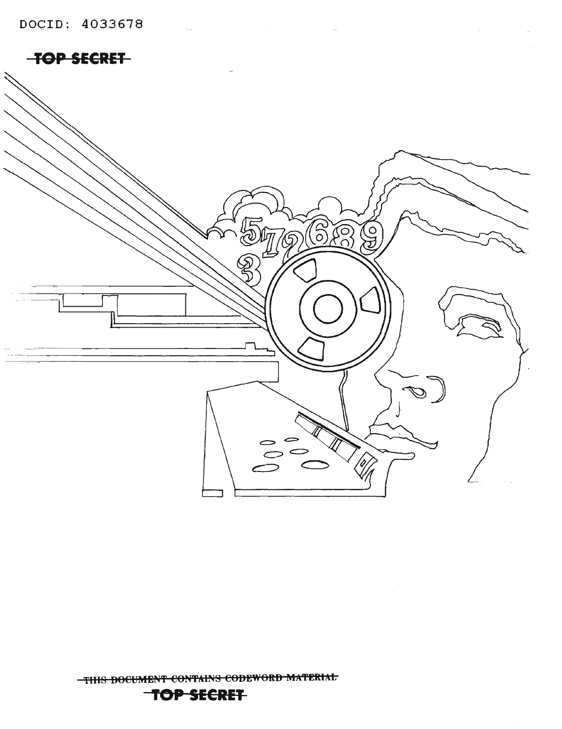DOCID: 4033678

~~TOP SECRET~~

~~THIS DOCUMENT CONTAINS CODEWORD MATERIAL~~

~~TOP SECRET~~